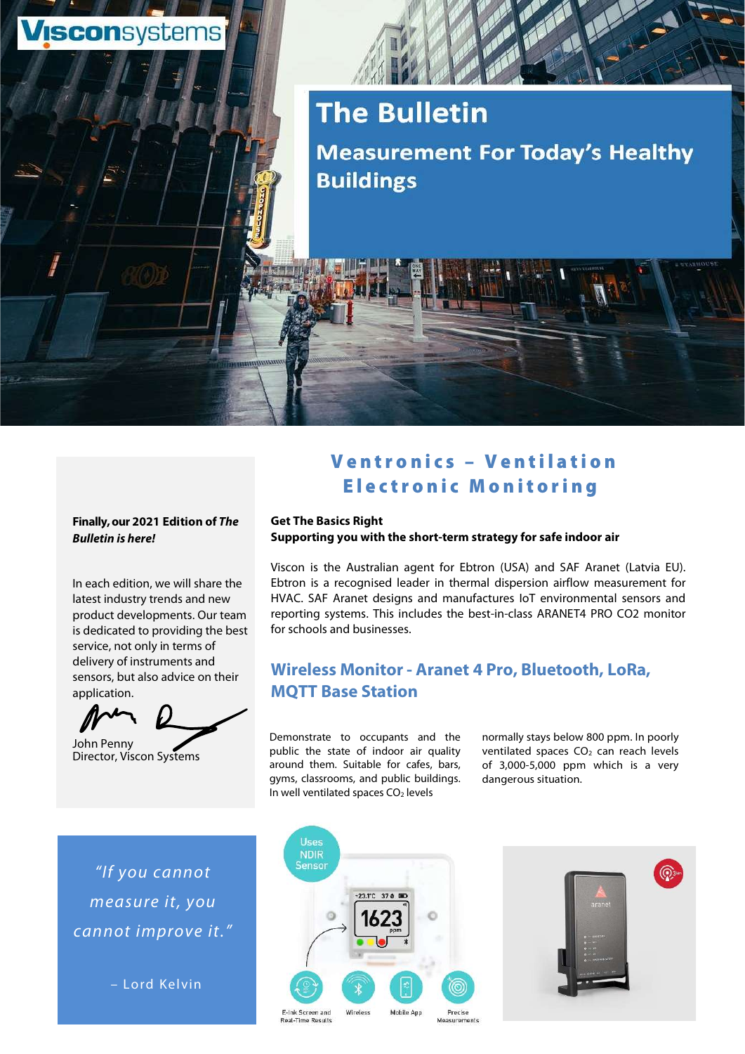Visconsystems

# The Bulletin

## Measurement For Today's Healthy Buildings

**Finally, our 2021 Edition of *The Bulletin is here!***

In each edition, we will share the latest industry trends and new product developments. Our team is dedicated to providing the best service, not only in terms of delivery of instruments and sensors, but also advice on their application.

John Penny
Director, Viscon Systems

*"If you cannot measure it, you cannot improve it."*

– Lord Kelvin

## Ventronics – Ventilation Electronic Monitoring

**Get The Basics Right**
**Supporting you with the short-term strategy for safe indoor air**

Viscon is the Australian agent for Ebtron (USA) and SAF Aranet (Latvia EU). Ebtron is a recognised leader in thermal dispersion airflow measurement for HVAC. SAF Aranet designs and manufactures IoT environmental sensors and reporting systems. This includes the best-in-class ARANET4 PRO CO2 monitor for schools and businesses.

### Wireless Monitor - Aranet 4 Pro, Bluetooth, LoRa, MQTT Base Station

Demonstrate to occupants and the public the state of indoor air quality around them. Suitable for cafes, bars, gyms, classrooms, and public buildings. In well ventilated spaces $CO_2$ levels normally stays below 800 ppm. In poorly ventilated spaces $CO_2$ can reach levels of 3,000-5,000 ppm which is a very dangerous situation.

Uses NDIR Sensor

E-Ink Screen and Real-Time Results | Wireless | Mobile App | Precise Measurements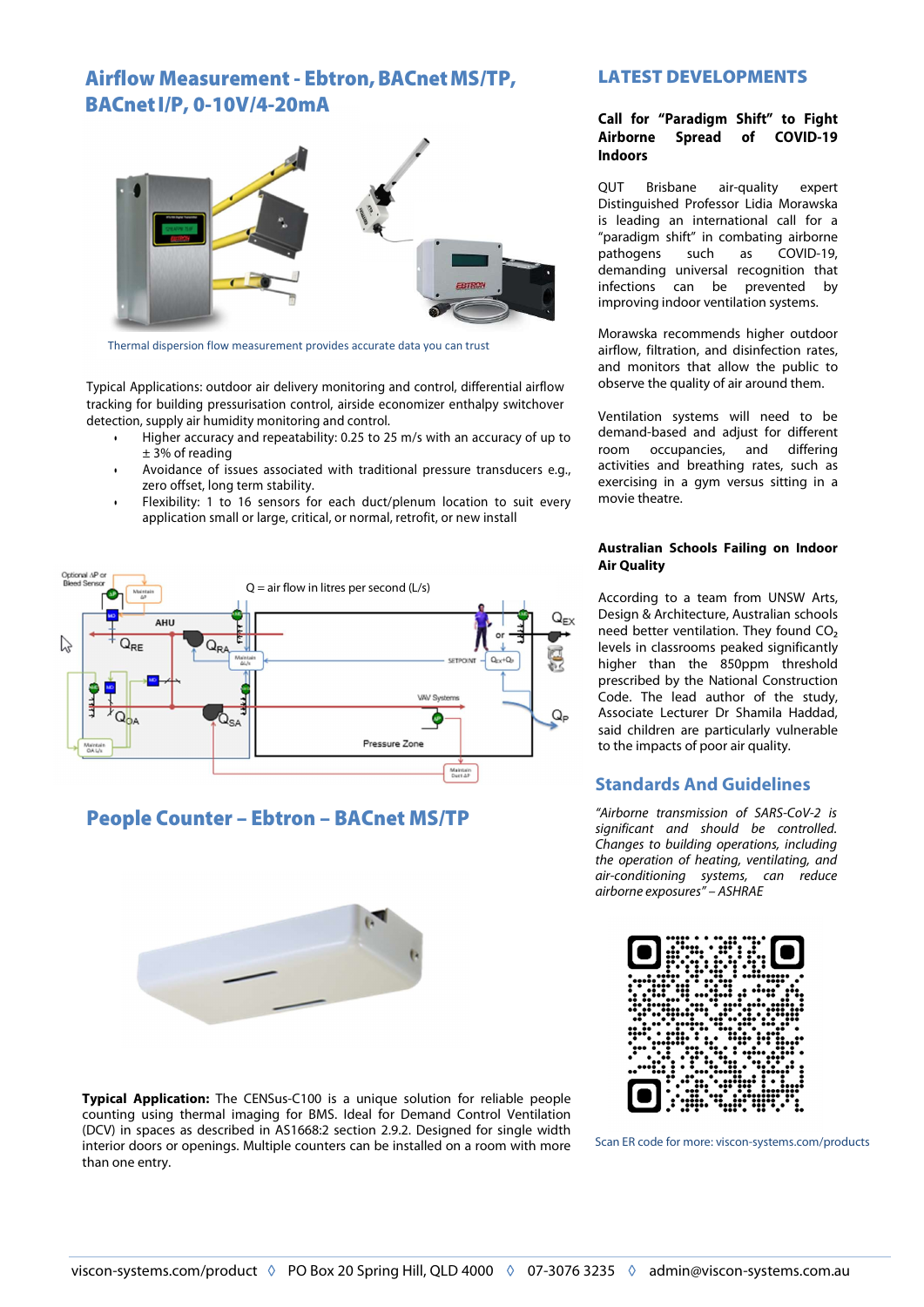## Airflow Measurement - Ebtron, BACnet MS/TP, BACnet I/P, 0-10V/4-20mA

Thermal dispersion flow measurement provides accurate data you can trust

Typical Applications: outdoor air delivery monitoring and control, differential airflow tracking for building pressurisation control, airside economizer enthalpy switchover detection, supply air humidity monitoring and control.

- Higher accuracy and repeatability: 0.25 to 25 m/s with an accuracy of up to ± 3% of reading
- Avoidance of issues associated with traditional pressure transducers e.g., zero offset, long term stability.
- Flexibility: 1 to 16 sensors for each duct/plenum location to suit every application small or large, critical, or normal, retrofit, or new install

Optional ΔP or Bleed Sensor

Maintain ΔP

Q = air flow in litres per second (L/s)

AHU

$Q_{RE}$

$Q_{RA}$

Maintain ΔL/s

SETPOINT

$Q_{EX}+Q_P$

or

$Q_{EX}$

VAV Systems

$Q_{OA}$

$Q_{SA}$

$Q_P$

Pressure Zone

Maintain OA L/s

Maintain Duct ΔP

## People Counter – Ebtron – BACnet MS/TP

**Typical Application:** The CENSus-C100 is a unique solution for reliable people counting using thermal imaging for BMS. Ideal for Demand Control Ventilation (DCV) in spaces as described in AS1668:2 section 2.9.2. Designed for single width interior doors or openings. Multiple counters can be installed on a room with more than one entry.

## LATEST DEVELOPMENTS

### Call for "Paradigm Shift" to Fight Airborne Spread of COVID-19 Indoors

QUT Brisbane air-quality expert Distinguished Professor Lidia Morawska is leading an international call for a "paradigm shift" in combating airborne pathogens such as COVID-19, demanding universal recognition that infections can be prevented by improving indoor ventilation systems.

Morawska recommends higher outdoor airflow, filtration, and disinfection rates, and monitors that allow the public to observe the quality of air around them.

Ventilation systems will need to be demand-based and adjust for different room occupancies, and differing activities and breathing rates, such as exercising in a gym versus sitting in a movie theatre.

### Australian Schools Failing on Indoor Air Quality

According to a team from UNSW Arts, Design & Architecture, Australian schools need better ventilation. They found $CO_2$ levels in classrooms peaked significantly higher than the 850ppm threshold prescribed by the National Construction Code. The lead author of the study, Associate Lecturer Dr Shamila Haddad, said children are particularly vulnerable to the impacts of poor air quality.

## Standards And Guidelines

*"Airborne transmission of SARS-CoV-2 is significant and should be controlled. Changes to building operations, including the operation of heating, ventilating, and air-conditioning systems, can reduce airborne exposures" – ASHRAE*

Scan ER code for more: viscon-systems.com/products

viscon-systems.com/product ◊ PO Box 20 Spring Hill, QLD 4000 ◊ 07-3076 3235 ◊ admin@viscon-systems.com.au